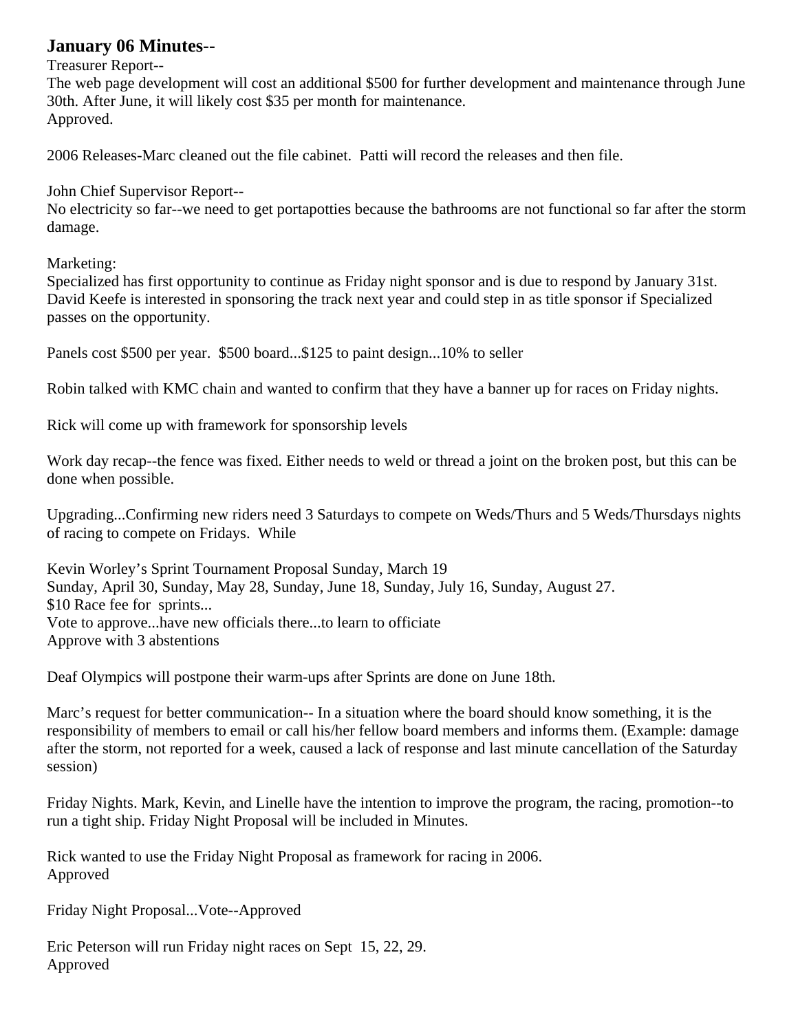## January 06 Minutes--

Treasurer Report--
The web page development will cost an additional $500 for further development and maintenance through June 30th. After June, it will likely cost $35 per month for maintenance.
Approved.

2006 Releases-Marc cleaned out the file cabinet. Patti will record the releases and then file.

John Chief Supervisor Report--
No electricity so far--we need to get portapotties because the bathrooms are not functional so far after the storm damage.

Marketing:
Specialized has first opportunity to continue as Friday night sponsor and is due to respond by January 31st. David Keefe is interested in sponsoring the track next year and could step in as title sponsor if Specialized passes on the opportunity.

Panels cost $500 per year. $500 board...$125 to paint design...10% to seller

Robin talked with KMC chain and wanted to confirm that they have a banner up for races on Friday nights.

Rick will come up with framework for sponsorship levels

Work day recap--the fence was fixed. Either needs to weld or thread a joint on the broken post, but this can be done when possible.

Upgrading...Confirming new riders need 3 Saturdays to compete on Weds/Thurs and 5 Weds/Thursdays nights of racing to compete on Fridays. While

Kevin Worley's Sprint Tournament Proposal Sunday, March 19
Sunday, April 30, Sunday, May 28, Sunday, June 18, Sunday, July 16, Sunday, August 27.
$10 Race fee for sprints...
Vote to approve...have new officials there...to learn to officiate
Approve with 3 abstentions

Deaf Olympics will postpone their warm-ups after Sprints are done on June 18th.

Marc's request for better communication-- In a situation where the board should know something, it is the responsibility of members to email or call his/her fellow board members and informs them. (Example: damage after the storm, not reported for a week, caused a lack of response and last minute cancellation of the Saturday session)

Friday Nights. Mark, Kevin, and Linelle have the intention to improve the program, the racing, promotion--to run a tight ship. Friday Night Proposal will be included in Minutes.

Rick wanted to use the Friday Night Proposal as framework for racing in 2006.
Approved

Friday Night Proposal...Vote--Approved

Eric Peterson will run Friday night races on Sept 15, 22, 29.
Approved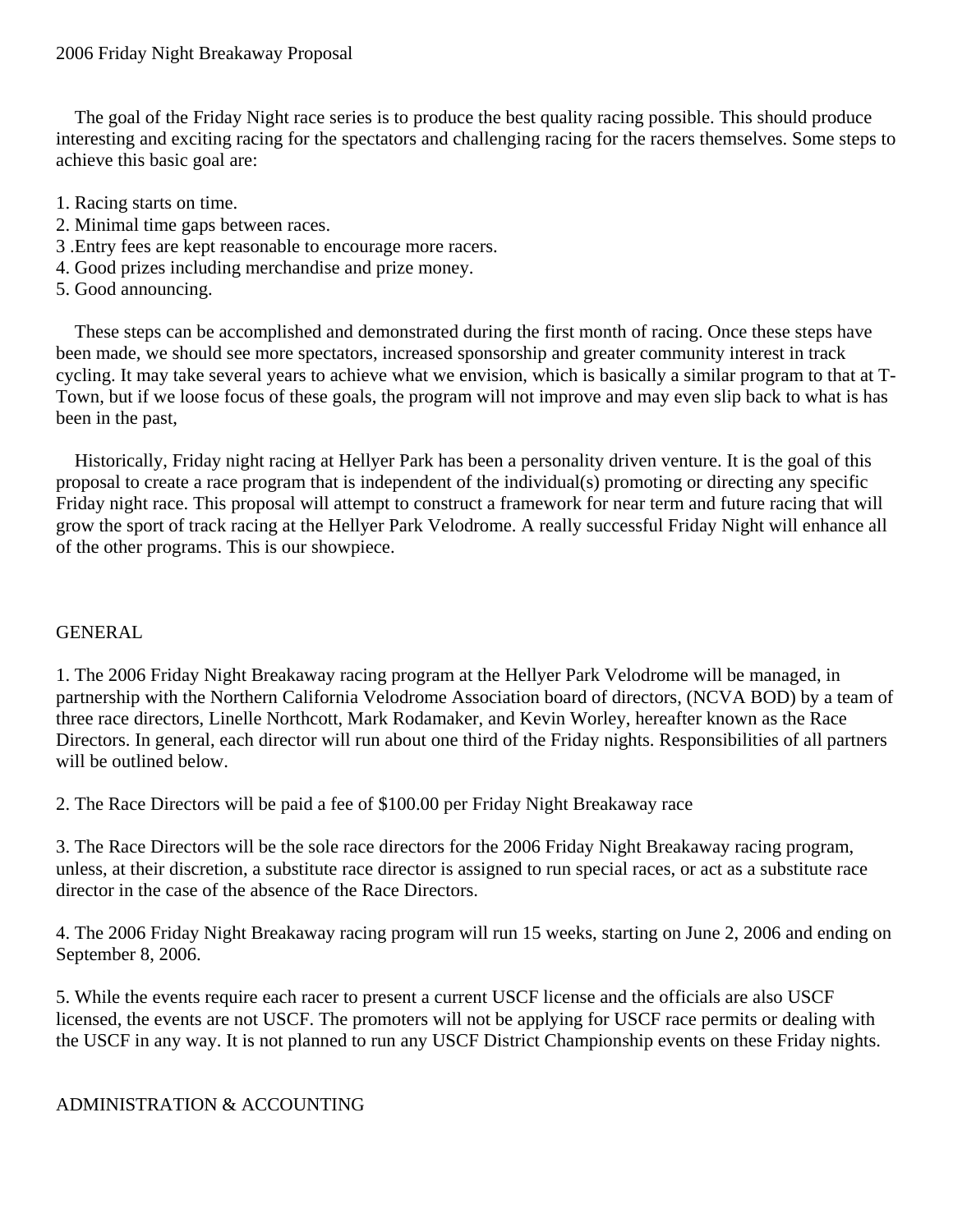2006 Friday Night Breakaway Proposal

The goal of the Friday Night race series is to produce the best quality racing possible. This should produce interesting and exciting racing for the spectators and challenging racing for the racers themselves. Some steps to achieve this basic goal are:

1. Racing starts on time.
2. Minimal time gaps between races.
3 .Entry fees are kept reasonable to encourage more racers.
4. Good prizes including merchandise and prize money.
5. Good announcing.

These steps can be accomplished and demonstrated during the first month of racing. Once these steps have been made, we should see more spectators, increased sponsorship and greater community interest in track cycling. It may take several years to achieve what we envision, which is basically a similar program to that at T-Town, but if we loose focus of these goals, the program will not improve and may even slip back to what is has been in the past,

Historically, Friday night racing at Hellyer Park has been a personality driven venture. It is the goal of this proposal to create a race program that is independent of the individual(s) promoting or directing any specific Friday night race. This proposal will attempt to construct a framework for near term and future racing that will grow the sport of track racing at the Hellyer Park Velodrome. A really successful Friday Night will enhance all of the other programs. This is our showpiece.

GENERAL

1. The 2006 Friday Night Breakaway racing program at the Hellyer Park Velodrome will be managed, in partnership with the Northern California Velodrome Association board of directors, (NCVA BOD) by a team of three race directors, Linelle Northcott, Mark Rodamaker, and Kevin Worley, hereafter known as the Race Directors. In general, each director will run about one third of the Friday nights. Responsibilities of all partners will be outlined below.

2. The Race Directors will be paid a fee of $100.00 per Friday Night Breakaway race

3. The Race Directors will be the sole race directors for the 2006 Friday Night Breakaway racing program, unless, at their discretion, a substitute race director is assigned to run special races, or act as a substitute race director in the case of the absence of the Race Directors.

4. The 2006 Friday Night Breakaway racing program will run 15 weeks, starting on June 2, 2006 and ending on September 8, 2006.

5. While the events require each racer to present a current USCF license and the officials are also USCF licensed, the events are not USCF. The promoters will not be applying for USCF race permits or dealing with the USCF in any way. It is not planned to run any USCF District Championship events on these Friday nights.

ADMINISTRATION & ACCOUNTING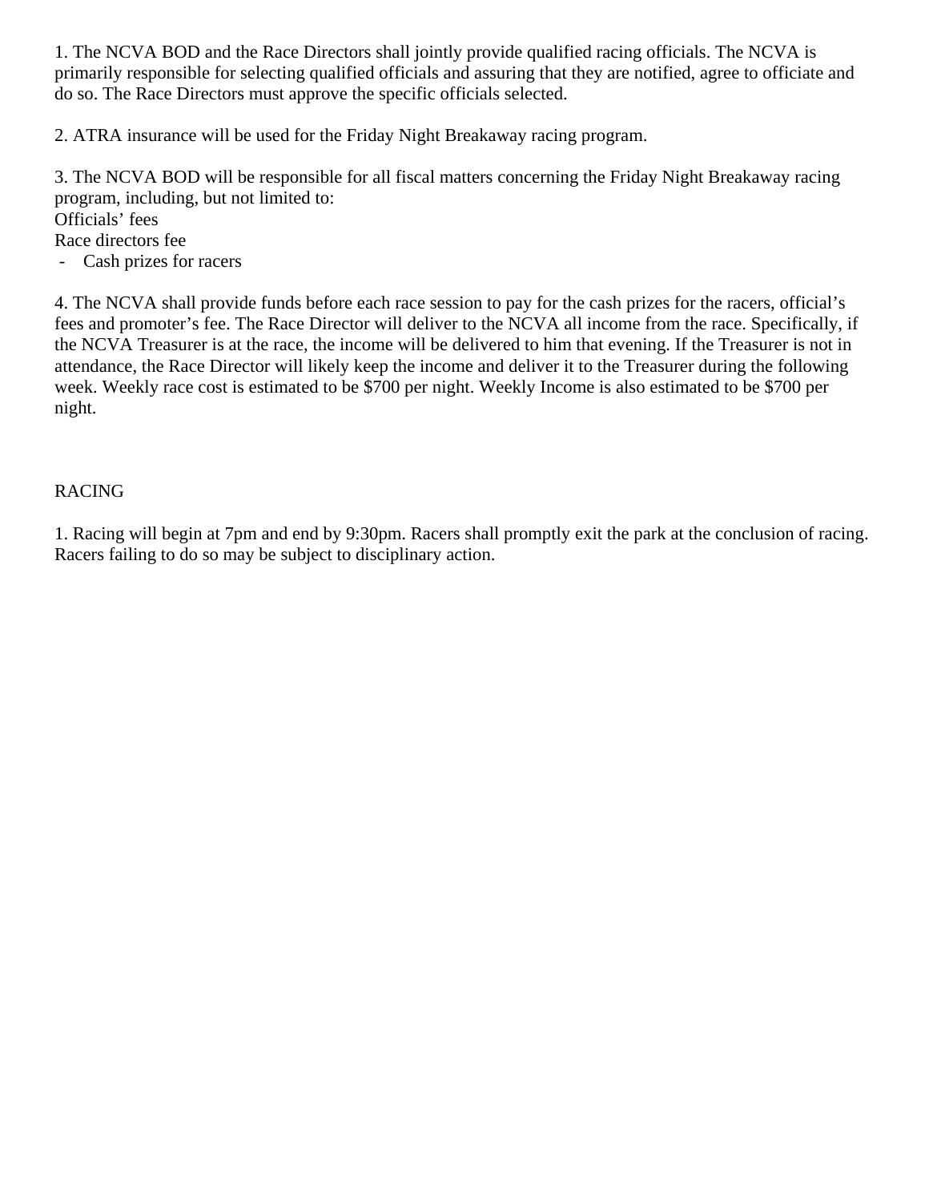1. The NCVA BOD and the Race Directors shall jointly provide qualified racing officials. The NCVA is primarily responsible for selecting qualified officials and assuring that they are notified, agree to officiate and do so. The Race Directors must approve the specific officials selected.

2. ATRA insurance will be used for the Friday Night Breakaway racing program.

3. The NCVA BOD will be responsible for all fiscal matters concerning the Friday Night Breakaway racing program, including, but not limited to:
Officials' fees
Race directors fee
- Cash prizes for racers

4. The NCVA shall provide funds before each race session to pay for the cash prizes for the racers, official's fees and promoter's fee. The Race Director will deliver to the NCVA all income from the race. Specifically, if the NCVA Treasurer is at the race, the income will be delivered to him that evening. If the Treasurer is not in attendance, the Race Director will likely keep the income and deliver it to the Treasurer during the following week. Weekly race cost is estimated to be $700 per night. Weekly Income is also estimated to be $700 per night.

## RACING

1. Racing will begin at 7pm and end by 9:30pm. Racers shall promptly exit the park at the conclusion of racing. Racers failing to do so may be subject to disciplinary action.